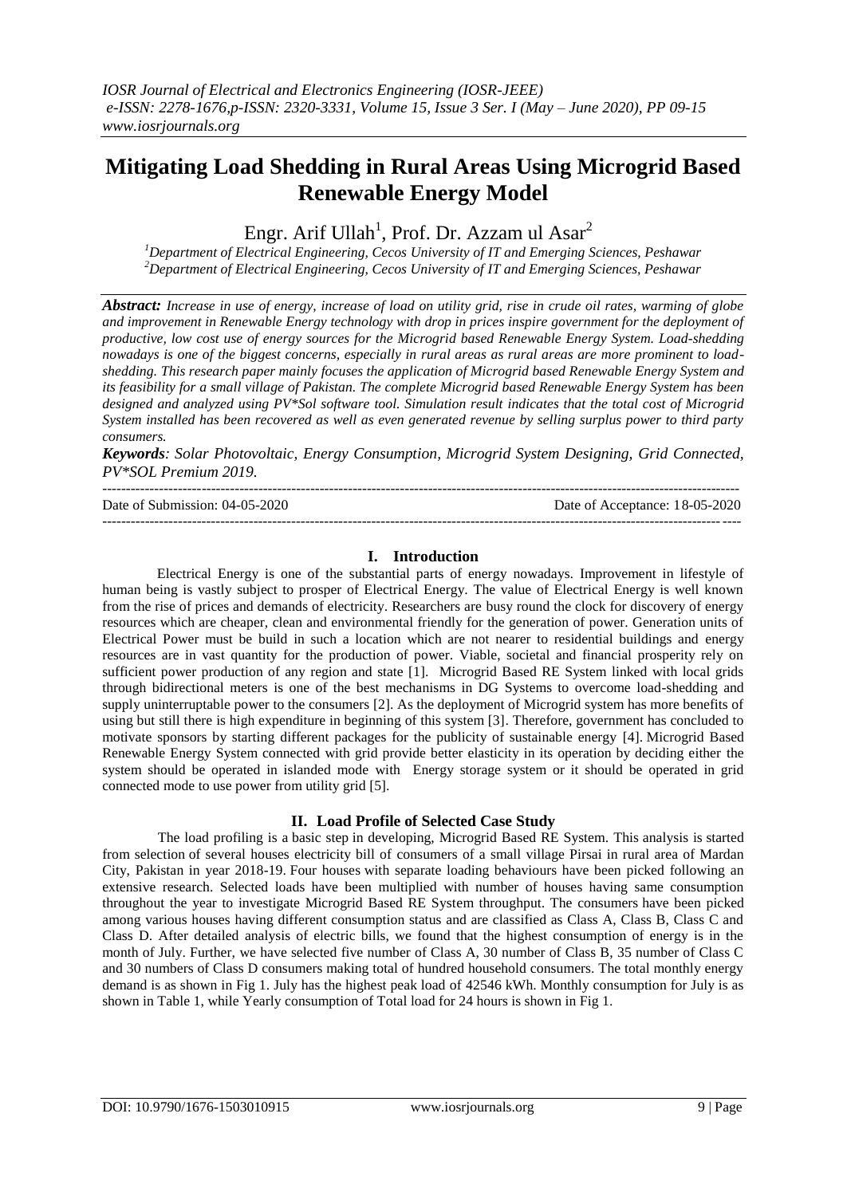# Mitigating Load Shedding in Rural Areas Using Microgrid Based Renewable Energy Model

Engr. Arif Ullah[1], Prof. Dr. Azzam ul Asar[2]

[1]Department of Electrical Engineering, Cecos University of IT and Emerging Sciences, Peshawar
[2]Department of Electrical Engineering, Cecos University of IT and Emerging Sciences, Peshawar

***Abstract:*** *Increase in use of energy, increase of load on utility grid, rise in crude oil rates, warming of globe and improvement in Renewable Energy technology with drop in prices inspire government for the deployment of productive, low cost use of energy sources for the Microgrid based Renewable Energy System. Load-shedding nowadays is one of the biggest concerns, especially in rural areas as rural areas are more prominent to load-shedding. This research paper mainly focuses the application of Microgrid based Renewable Energy System and its feasibility for a small village of Pakistan. The complete Microgrid based Renewable Energy System has been designed and analyzed using PV*Sol software tool. Simulation result indicates that the total cost of Microgrid System installed has been recovered as well as even generated revenue by selling surplus power to third party consumers.*

***Keywords****: Solar Photovoltaic, Energy Consumption, Microgrid System Designing, Grid Connected, PV*SOL Premium 2019.*

Date of Submission: 04-05-2020 | Date of Acceptance: 18-05-2020

## I. Introduction

Electrical Energy is one of the substantial parts of energy nowadays. Improvement in lifestyle of human being is vastly subject to prosper of Electrical Energy. The value of Electrical Energy is well known from the rise of prices and demands of electricity. Researchers are busy round the clock for discovery of energy resources which are cheaper, clean and environmental friendly for the generation of power. Generation units of Electrical Power must be build in such a location which are not nearer to residential buildings and energy resources are in vast quantity for the production of power. Viable, societal and financial prosperity rely on sufficient power production of any region and state [1]. Microgrid Based RE System linked with local grids through bidirectional meters is one of the best mechanisms in DG Systems to overcome load-shedding and supply uninterruptable power to the consumers [2]. As the deployment of Microgrid system has more benefits of using but still there is high expenditure in beginning of this system [3]. Therefore, government has concluded to motivate sponsors by starting different packages for the publicity of sustainable energy [4]. Microgrid Based Renewable Energy System connected with grid provide better elasticity in its operation by deciding either the system should be operated in islanded mode with Energy storage system or it should be operated in grid connected mode to use power from utility grid [5].

## II. Load Profile of Selected Case Study

The load profiling is a basic step in developing, Microgrid Based RE System. This analysis is started from selection of several houses electricity bill of consumers of a small village Pirsai in rural area of Mardan City, Pakistan in year 2018-19. Four houses with separate loading behaviours have been picked following an extensive research. Selected loads have been multiplied with number of houses having same consumption throughout the year to investigate Microgrid Based RE System throughput. The consumers have been picked among various houses having different consumption status and are classified as Class A, Class B, Class C and Class D. After detailed analysis of electric bills, we found that the highest consumption of energy is in the month of July. Further, we have selected five number of Class A, 30 number of Class B, 35 number of Class C and 30 numbers of Class D consumers making total of hundred household consumers. The total monthly energy demand is as shown in Fig 1. July has the highest peak load of 42546 kWh. Monthly consumption for July is as shown in Table 1, while Yearly consumption of Total load for 24 hours is shown in Fig 1.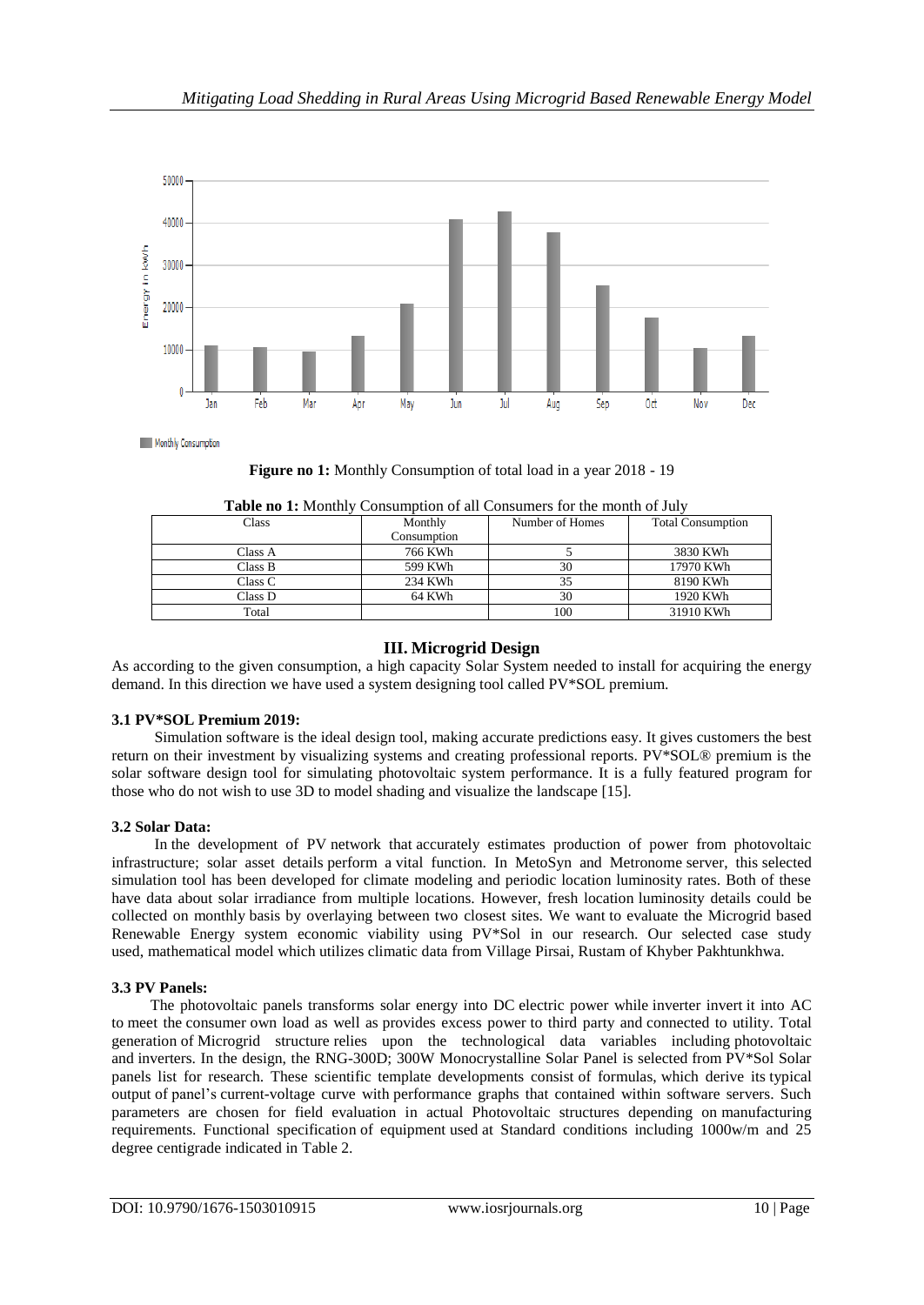Figure no 1: Monthly Consumption of total load in a year 2018 - 19

**Table no 1:** Monthly Consumption of all Consumers for the month of July

| Class | Monthly Consumption | Number of Homes | Total Consumption |
|---|---|---|---|
| Class A | 766 KWh | 5 | 3830 KWh |
| Class B | 599 KWh | 30 | 17970 KWh |
| Class C | 234 KWh | 35 | 8190 KWh |
| Class D | 64 KWh | 30 | 1920 KWh |
| Total | | 100 | 31910 KWh |

## III. Microgrid Design

As according to the given consumption, a high capacity Solar System needed to install for acquiring the energy demand. In this direction we have used a system designing tool called PV*SOL premium.

### 3.1 PV*SOL Premium 2019:

Simulation software is the ideal design tool, making accurate predictions easy. It gives customers the best return on their investment by visualizing systems and creating professional reports. PV*SOL® premium is the solar software design tool for simulating photovoltaic system performance. It is a fully featured program for those who do not wish to use 3D to model shading and visualize the landscape [15].

### 3.2 Solar Data:

In the development of PV network that accurately estimates production of power from photovoltaic infrastructure; solar asset details perform a vital function. In MetoSyn and Metronome server, this selected simulation tool has been developed for climate modeling and periodic location luminosity rates. Both of these have data about solar irradiance from multiple locations. However, fresh location luminosity details could be collected on monthly basis by overlaying between two closest sites. We want to evaluate the Microgrid based Renewable Energy system economic viability using PV*Sol in our research. Our selected case study used, mathematical model which utilizes climatic data from Village Pirsai, Rustam of Khyber Pakhtunkhwa.

### 3.3 PV Panels:

The photovoltaic panels transforms solar energy into DC electric power while inverter invert it into AC to meet the consumer own load as well as provides excess power to third party and connected to utility. Total generation of Microgrid structure relies upon the technological data variables including photovoltaic and inverters. In the design, the RNG-300D; 300W Monocrystalline Solar Panel is selected from PV*Sol Solar panels list for research. These scientific template developments consist of formulas, which derive its typical output of panel's current-voltage curve with performance graphs that contained within software servers. Such parameters are chosen for field evaluation in actual Photovoltaic structures depending on manufacturing requirements. Functional specification of equipment used at Standard conditions including 1000w/m and 25 degree centigrade indicated in Table 2.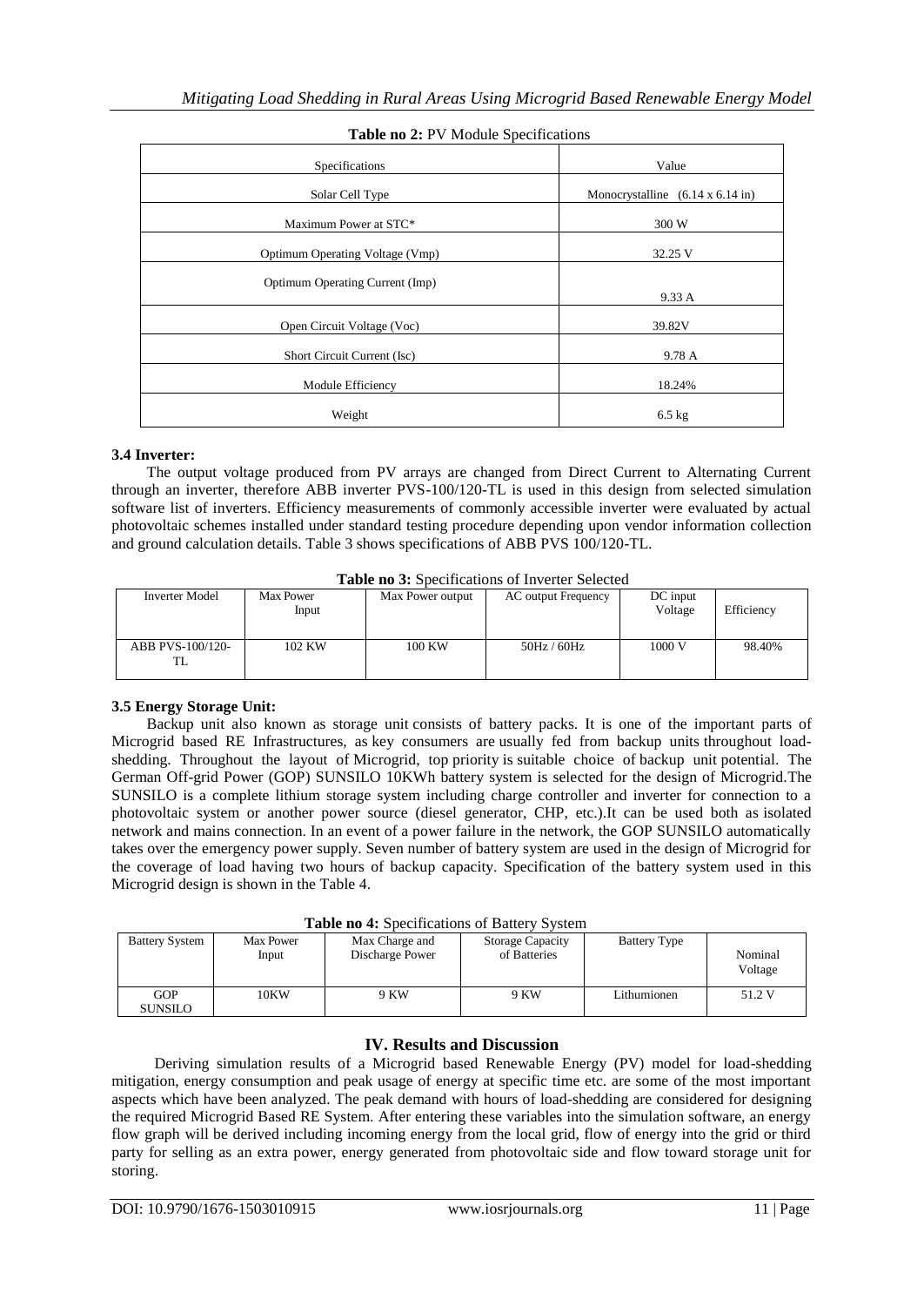**Table no 2:** PV Module Specifications

| Specifications | Value |
|---|---|
| Solar Cell Type | Monocrystalline (6.14 x 6.14 in) |
| Maximum Power at STC* | 300 W |
| Optimum Operating Voltage (Vmp) | 32.25 V |
| Optimum Operating Current (Imp) | 9.33 A |
| Open Circuit Voltage (Voc) | 39.82V |
| Short Circuit Current (Isc) | 9.78 A |
| Module Efficiency | 18.24% |
| Weight | 6.5 kg |

### 3.4 Inverter:

The output voltage produced from PV arrays are changed from Direct Current to Alternating Current through an inverter, therefore ABB inverter PVS-100/120-TL is used in this design from selected simulation software list of inverters. Efficiency measurements of commonly accessible inverter were evaluated by actual photovoltaic schemes installed under standard testing procedure depending upon vendor information collection and ground calculation details. Table 3 shows specifications of ABB PVS 100/120-TL.

**Table no 3:** Specifications of Inverter Selected

| Inverter Model | Max Power Input | Max Power output | AC output Frequency | DC input Voltage | Efficiency |
|---|---|---|---|---|---|
| ABB PVS-100/120-TL | 102 KW | 100 KW | 50Hz / 60Hz | 1000 V | 98.40% |

### 3.5 Energy Storage Unit:

Backup unit also known as storage unit consists of battery packs. It is one of the important parts of Microgrid based RE Infrastructures, as key consumers are usually fed from backup units throughout load-shedding. Throughout the layout of Microgrid, top priority is suitable choice of backup unit potential. The German Off-grid Power (GOP) SUNSILO 10KWh battery system is selected for the design of Microgrid.The SUNSILO is a complete lithium storage system including charge controller and inverter for connection to a photovoltaic system or another power source (diesel generator, CHP, etc.).It can be used both as isolated network and mains connection. In an event of a power failure in the network, the GOP SUNSILO automatically takes over the emergency power supply. Seven number of battery system are used in the design of Microgrid for the coverage of load having two hours of backup capacity. Specification of the battery system used in this Microgrid design is shown in the Table 4.

**Table no 4:** Specifications of Battery System

| Battery System | Max Power Input | Max Charge and Discharge Power | Storage Capacity of Batteries | Battery Type | Nominal Voltage |
|---|---|---|---|---|---|
| GOP SUNSILO | 10KW | 9 KW | 9 KW | Lithumionen | 51.2 V |

## IV. Results and Discussion

Deriving simulation results of a Microgrid based Renewable Energy (PV) model for load-shedding mitigation, energy consumption and peak usage of energy at specific time etc. are some of the most important aspects which have been analyzed. The peak demand with hours of load-shedding are considered for designing the required Microgrid Based RE System. After entering these variables into the simulation software, an energy flow graph will be derived including incoming energy from the local grid, flow of energy into the grid or third party for selling as an extra power, energy generated from photovoltaic side and flow toward storage unit for storing.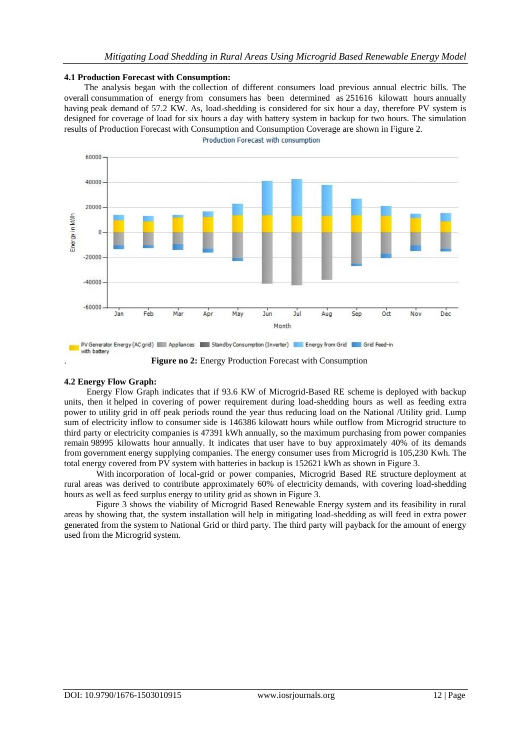### 4.1 Production Forecast with Consumption:

The analysis began with the collection of different consumers load previous annual electric bills. The overall consummation of energy from consumers has been determined as 251616 kilowatt hours annually having peak demand of 57.2 KW. As, load-shedding is considered for six hour a day, therefore PV system is designed for coverage of load for six hours a day with battery system in backup for two hours. The simulation results of Production Forecast with Consumption and Consumption Coverage are shown in Figure 2.

**Figure no 2:** Energy Production Forecast with Consumption

### 4.2 Energy Flow Graph:

Energy Flow Graph indicates that if 93.6 KW of Microgrid-Based RE scheme is deployed with backup units, then it helped in covering of power requirement during load-shedding hours as well as feeding extra power to utility grid in off peak periods round the year thus reducing load on the National /Utility grid. Lump sum of electricity inflow to consumer side is 146386 kilowatt hours while outflow from Microgrid structure to third party or electricity companies is 47391 kWh annually, so the maximum purchasing from power companies remain 98995 kilowatts hour annually. It indicates that user have to buy approximately 40% of its demands from government energy supplying companies. The energy consumer uses from Microgrid is 105,230 Kwh. The total energy covered from PV system with batteries in backup is 152621 kWh as shown in Figure 3.

With incorporation of local-grid or power companies, Microgrid Based RE structure deployment at rural areas was derived to contribute approximately 60% of electricity demands, with covering load-shedding hours as well as feed surplus energy to utility grid as shown in Figure 3.

Figure 3 shows the viability of Microgrid Based Renewable Energy system and its feasibility in rural areas by showing that, the system installation will help in mitigating load-shedding as will feed in extra power generated from the system to National Grid or third party. The third party will payback for the amount of energy used from the Microgrid system.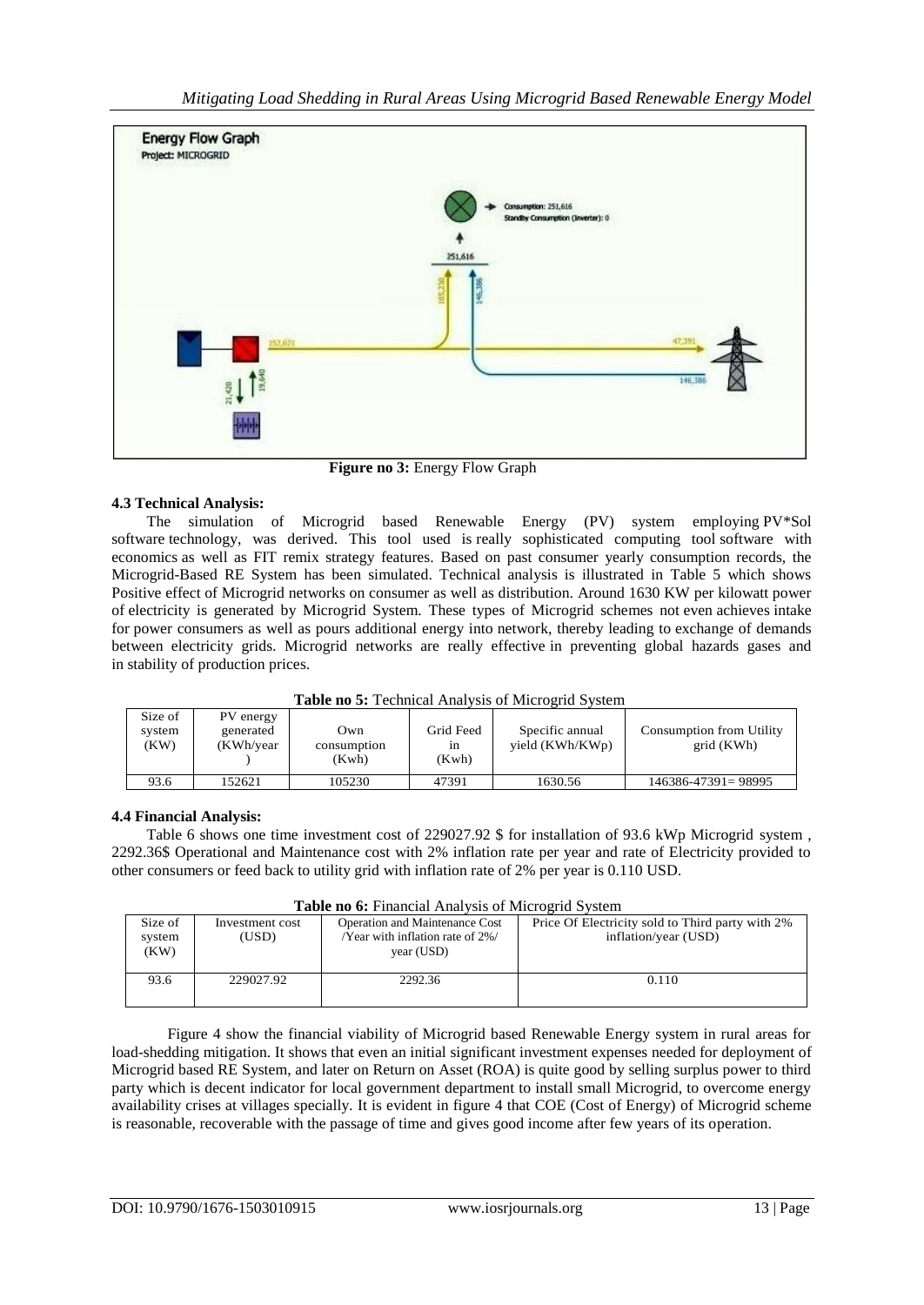Figure no 3: Energy Flow Graph

### 4.3 Technical Analysis:

The simulation of Microgrid based Renewable Energy (PV) system employing PV*Sol software technology, was derived. This tool used is really sophisticated computing tool software with economics as well as FIT remix strategy features. Based on past consumer yearly consumption records, the Microgrid-Based RE System has been simulated. Technical analysis is illustrated in Table 5 which shows Positive effect of Microgrid networks on consumer as well as distribution. Around 1630 KW per kilowatt power of electricity is generated by Microgrid System. These types of Microgrid schemes not even achieves intake for power consumers as well as pours additional energy into network, thereby leading to exchange of demands between electricity grids. Microgrid networks are really effective in preventing global hazards gases and in stability of production prices.

**Table no 5:** Technical Analysis of Microgrid System

| Size of system (KW) | PV energy generated (KWh/year ) | Own consumption (Kwh) | Grid Feed in (Kwh) | Specific annual yield (KWh/KWp) | Consumption from Utility grid (KWh) |
|---|---|---|---|---|---|
| 93.6 | 152621 | 105230 | 47391 | 1630.56 | 146386-47391= 98995 |

### 4.4 Financial Analysis:

Table 6 shows one time investment cost of 229027.92 $ for installation of 93.6 kWp Microgrid system , 2292.36$ Operational and Maintenance cost with 2% inflation rate per year and rate of Electricity provided to other consumers or feed back to utility grid with inflation rate of 2% per year is 0.110 USD.

**Table no 6:** Financial Analysis of Microgrid System

| Size of system (KW) | Investment cost (USD) | Operation and Maintenance Cost /Year with inflation rate of 2%/ year (USD) | Price Of Electricity sold to Third party with 2% inflation/year (USD) |
|---|---|---|---|
| 93.6 | 229027.92 | 2292.36 | 0.110 |

Figure 4 show the financial viability of Microgrid based Renewable Energy system in rural areas for load-shedding mitigation. It shows that even an initial significant investment expenses needed for deployment of Microgrid based RE System, and later on Return on Asset (ROA) is quite good by selling surplus power to third party which is decent indicator for local government department to install small Microgrid, to overcome energy availability crises at villages specially. It is evident in figure 4 that COE (Cost of Energy) of Microgrid scheme is reasonable, recoverable with the passage of time and gives good income after few years of its operation.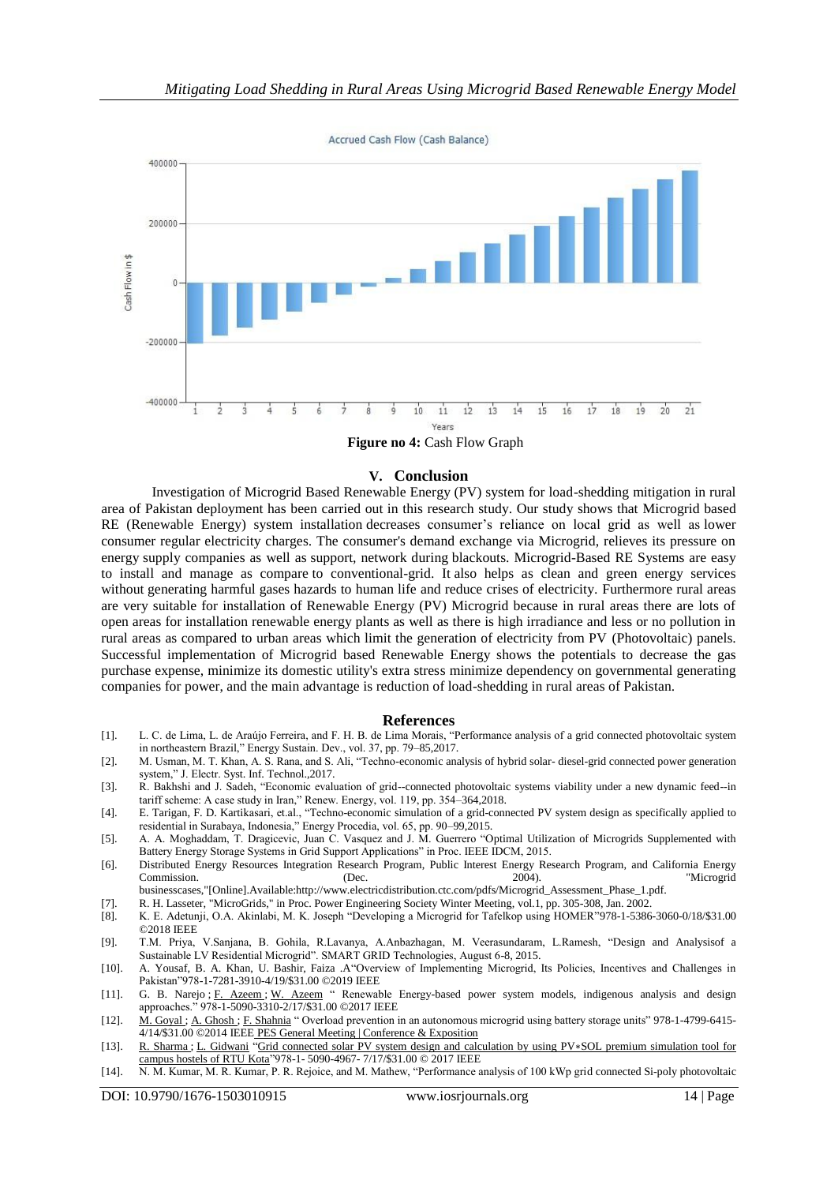Figure no 4: Cash Flow Graph

## V. Conclusion

Investigation of Microgrid Based Renewable Energy (PV) system for load-shedding mitigation in rural area of Pakistan deployment has been carried out in this research study. Our study shows that Microgrid based RE (Renewable Energy) system installation decreases consumer's reliance on local grid as well as lower consumer regular electricity charges. The consumer's demand exchange via Microgrid, relieves its pressure on energy supply companies as well as support, network during blackouts. Microgrid-Based RE Systems are easy to install and manage as compare to conventional-grid. It also helps as clean and green energy services without generating harmful gases hazards to human life and reduce crises of electricity. Furthermore rural areas are very suitable for installation of Renewable Energy (PV) Microgrid because in rural areas there are lots of open areas for installation renewable energy plants as well as there is high irradiance and less or no pollution in rural areas as compared to urban areas which limit the generation of electricity from PV (Photovoltaic) panels. Successful implementation of Microgrid based Renewable Energy shows the potentials to decrease the gas purchase expense, minimize its domestic utility's extra stress minimize dependency on governmental generating companies for power, and the main advantage is reduction of load-shedding in rural areas of Pakistan.

## References

[1]. L. C. de Lima, L. de Araújo Ferreira, and F. H. B. de Lima Morais, "Performance analysis of a grid connected photovoltaic system in northeastern Brazil," Energy Sustain. Dev., vol. 37, pp. 79–85,2017.

[2]. M. Usman, M. T. Khan, A. S. Rana, and S. Ali, "Techno-economic analysis of hybrid solar- diesel-grid connected power generation system," J. Electr. Syst. Inf. Technol.,2017.

[3]. R. Bakhshi and J. Sadeh, "Economic evaluation of grid--connected photovoltaic systems viability under a new dynamic feed--in tariff scheme: A case study in Iran," Renew. Energy, vol. 119, pp. 354–364,2018.

[4]. E. Tarigan, F. D. Kartikasari, et.al., "Techno-economic simulation of a grid-connected PV system design as specifically applied to residential in Surabaya, Indonesia," Energy Procedia, vol. 65, pp. 90–99,2015.

[5]. A. A. Moghaddam, T. Dragicevic, Juan C. Vasquez and J. M. Guerrero "Optimal Utilization of Microgrids Supplemented with Battery Energy Storage Systems in Grid Support Applications" in Proc. IEEE IDCM, 2015.

[6]. Distributed Energy Resources Integration Research Program, Public Interest Energy Research Program, and California Energy Commission. (Dec. 2004). "Microgrid businesscases,"[Online].Available:http://www.electricdistribution.ctc.com/pdfs/Microgrid_Assessment_Phase_1.pdf.

[7]. R. H. Lasseter, "MicroGrids," in Proc. Power Engineering Society Winter Meeting, vol.1, pp. 305-308, Jan. 2002.

[8]. K. E. Adetunji, O.A. Akinlabi, M. K. Joseph "Developing a Microgrid for Tafelkop using HOMER"978-1-5386-3060-0/18/$31.00 ©2018 IEEE

[9]. T.M. Priya, V.Sanjana, B. Gohila, R.Lavanya, A.Anbazhagan, M. Veerasundaram, L.Ramesh, "Design and Analysisof a Sustainable LV Residential Microgrid". SMART GRID Technologies, August 6-8, 2015.

[10]. A. Yousaf, B. A. Khan, U. Bashir, Faiza ."Overview of Implementing Microgrid, Its Policies, Incentives and Challenges in Pakistan"978-1-7281-3910-4/19/$31.00 ©2019 IEEE

[11]. G. B. Narejo ; F. Azeem ; W. Azeem " Renewable Energy-based power system models, indigenous analysis and design approaches." 978-1-5090-3310-2/17/$31.00 ©2017 IEEE

[12]. M. Goyal ; A. Ghosh ; F. Shahnia " Overload prevention in an autonomous microgrid using battery storage units" 978-1-4799-6415-4/14/$31.00 ©2014 IEEE PES General Meeting | Conference & Exposition

[13]. R. Sharma ; L. Gidwani "Grid connected solar PV system design and calculation by using PV∗SOL premium simulation tool for campus hostels of RTU Kota"978-1- 5090-4967- 7/17/$31.00 © 2017 IEEE

[14]. N. M. Kumar, M. R. Kumar, P. R. Rejoice, and M. Mathew, "Performance analysis of 100 kWp grid connected Si-poly photovoltaic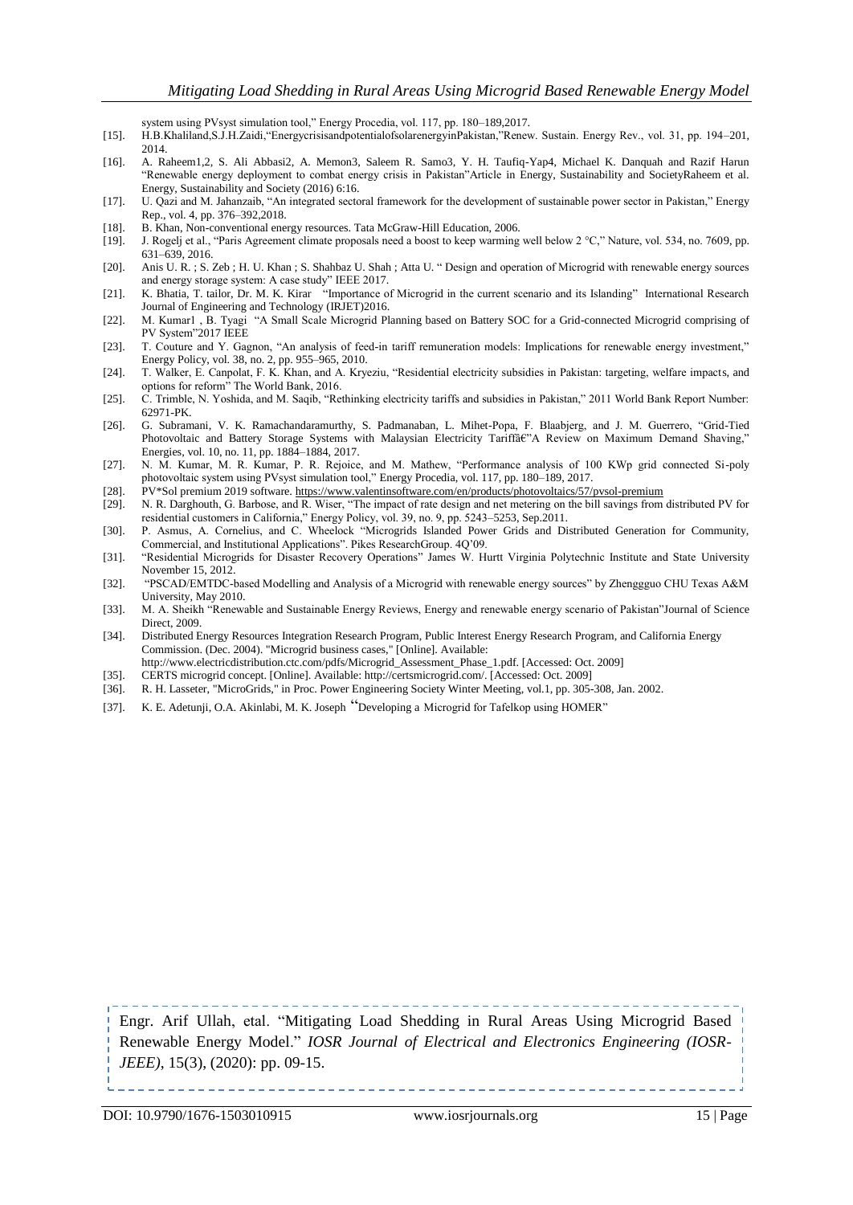system using PVsyst simulation tool," Energy Procedia, vol. 117, pp. 180–189,2017.

[15]. H.B.Khaliland,S.J.H.Zaidi,"EnergycrisisandpotentialofsolarenergyinPakistan,"Renew. Sustain. Energy Rev., vol. 31, pp. 194–201, 2014.

[16]. A. Raheem1,2, S. Ali Abbasi2, A. Memon3, Saleem R. Samo3, Y. H. Taufiq-Yap4, Michael K. Danquah and Razif Harun "Renewable energy deployment to combat energy crisis in Pakistan"Article in Energy, Sustainability and SocietyRaheem et al. Energy, Sustainability and Society (2016) 6:16.

[17]. U. Qazi and M. Jahanzaib, "An integrated sectoral framework for the development of sustainable power sector in Pakistan," Energy Rep., vol. 4, pp. 376–392,2018.

[18]. B. Khan, Non-conventional energy resources. Tata McGraw-Hill Education, 2006.

[19]. J. Rogelj et al., "Paris Agreement climate proposals need a boost to keep warming well below 2 °C," Nature, vol. 534, no. 7609, pp. 631–639, 2016.

[20]. Anis U. R. ; S. Zeb ; H. U. Khan ; S. Shahbaz U. Shah ; Atta U. " Design and operation of Microgrid with renewable energy sources and energy storage system: A case study" IEEE 2017.

[21]. K. Bhatia, T. tailor, Dr. M. K. Kirar "Importance of Microgrid in the current scenario and its Islanding" International Research Journal of Engineering and Technology (IRJET)2016.

[22]. M. Kumar1 , B. Tyagi "A Small Scale Microgrid Planning based on Battery SOC for a Grid-connected Microgrid comprising of PV System"2017 IEEE

[23]. T. Couture and Y. Gagnon, "An analysis of feed-in tariff remuneration models: Implications for renewable energy investment," Energy Policy, vol. 38, no. 2, pp. 955–965, 2010.

[24]. T. Walker, E. Canpolat, F. K. Khan, and A. Kryeziu, "Residential electricity subsidies in Pakistan: targeting, welfare impacts, and options for reform" The World Bank, 2016.

[25]. C. Trimble, N. Yoshida, and M. Saqib, "Rethinking electricity tariffs and subsidies in Pakistan," 2011 World Bank Report Number: 62971-PK.

[26]. G. Subramani, V. K. Ramachandaramurthy, S. Padmanaban, L. Mihet-Popa, F. Blaabjerg, and J. M. Guerrero, "Grid-Tied Photovoltaic and Battery Storage Systems with Malaysian Electricity Tariffâ€"A Review on Maximum Demand Shaving," Energies, vol. 10, no. 11, pp. 1884–1884, 2017.

[27]. N. M. Kumar, M. R. Kumar, P. R. Rejoice, and M. Mathew, "Performance analysis of 100 KWp grid connected Si-poly photovoltaic system using PVsyst simulation tool," Energy Procedia, vol. 117, pp. 180–189, 2017.

[28]. PV*Sol premium 2019 software. https://www.valentinsoftware.com/en/products/photovoltaics/57/pvsol-premium

[29]. N. R. Darghouth, G. Barbose, and R. Wiser, "The impact of rate design and net metering on the bill savings from distributed PV for residential customers in California," Energy Policy, vol. 39, no. 9, pp. 5243–5253, Sep.2011.

[30]. P. Asmus, A. Cornelius, and C. Wheelock "Microgrids Islanded Power Grids and Distributed Generation for Community, Commercial, and Institutional Applications". Pikes ResearchGroup. 4Q'09.

[31]. "Residential Microgrids for Disaster Recovery Operations" James W. Hurtt Virginia Polytechnic Institute and State University November 15, 2012.

[32]. "PSCAD/EMTDC-based Modelling and Analysis of a Microgrid with renewable energy sources" by Zhenggguo CHU Texas A&M University, May 2010.

[33]. M. A. Sheikh "Renewable and Sustainable Energy Reviews, Energy and renewable energy scenario of Pakistan"Journal of Science Direct, 2009.

[34]. Distributed Energy Resources Integration Research Program, Public Interest Energy Research Program, and California Energy Commission. (Dec. 2004). "Microgrid business cases," [Online]. Available: http://www.electricdistribution.ctc.com/pdfs/Microgrid_Assessment_Phase_1.pdf. [Accessed: Oct. 2009]

[35]. CERTS microgrid concept. [Online]. Available: http://certsmicrogrid.com/. [Accessed: Oct. 2009]

[36]. R. H. Lasseter, "MicroGrids," in Proc. Power Engineering Society Winter Meeting, vol.1, pp. 305-308, Jan. 2002.

[37]. K. E. Adetunji, O.A. Akinlabi, M. K. Joseph "Developing a Microgrid for Tafelkop using HOMER"

Engr. Arif Ullah, etal. "Mitigating Load Shedding in Rural Areas Using Microgrid Based Renewable Energy Model." *IOSR Journal of Electrical and Electronics Engineering (IOSR-JEEE)*, 15(3), (2020): pp. 09-15.